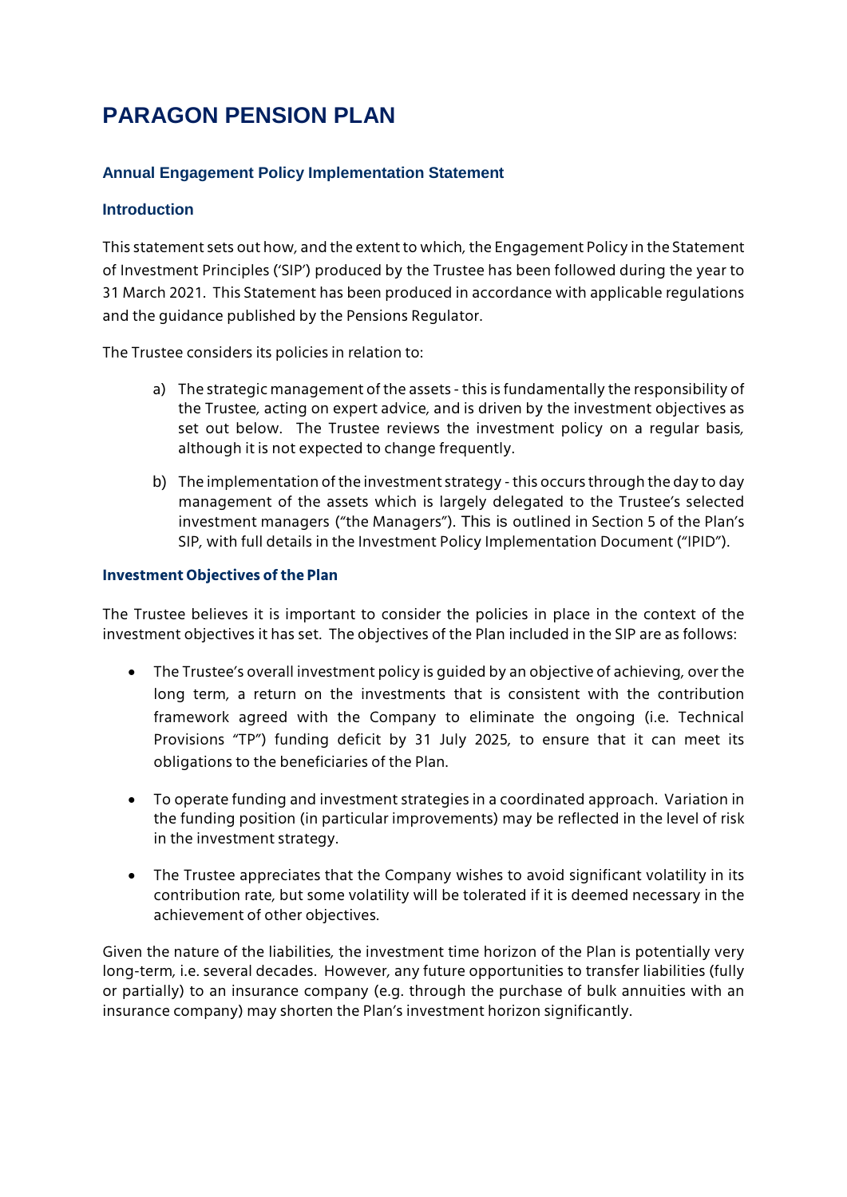# PARAGON PENSION PLAN

### Annual Engagement Policy Implementation Statement

### Introduction

This statement sets out how, and the extent to which, the Engagement Policy in the Statement of Investment Principles ('SIP') produced by the Trustee has been followed during the year to 31 March 2021. This Statement has been produced in accordance with applicable regulations and the guidance published by the Pensions Regulator.

The Trustee considers its policies in relation to:

a) The strategic management of the assets - this is fundamentally the responsibility of the Trustee, acting on expert advice, and is driven by the investment objectives as set out below. The Trustee reviews the investment policy on a regular basis, although it is not expected to change frequently.

b) The implementation of the investment strategy - this occurs through the day to day management of the assets which is largely delegated to the Trustee's selected investment managers ("the Managers"). This is outlined in Section 5 of the Plan's SIP, with full details in the Investment Policy Implementation Document ("IPID").

### Investment Objectives of the Plan

The Trustee believes it is important to consider the policies in place in the context of the investment objectives it has set. The objectives of the Plan included in the SIP are as follows:

- The Trustee's overall investment policy is guided by an objective of achieving, over the long term, a return on the investments that is consistent with the contribution framework agreed with the Company to eliminate the ongoing (i.e. Technical Provisions "TP") funding deficit by 31 July 2025, to ensure that it can meet its obligations to the beneficiaries of the Plan.

- To operate funding and investment strategies in a coordinated approach. Variation in the funding position (in particular improvements) may be reflected in the level of risk in the investment strategy.

- The Trustee appreciates that the Company wishes to avoid significant volatility in its contribution rate, but some volatility will be tolerated if it is deemed necessary in the achievement of other objectives.

Given the nature of the liabilities, the investment time horizon of the Plan is potentially very long-term, i.e. several decades. However, any future opportunities to transfer liabilities (fully or partially) to an insurance company (e.g. through the purchase of bulk annuities with an insurance company) may shorten the Plan's investment horizon significantly.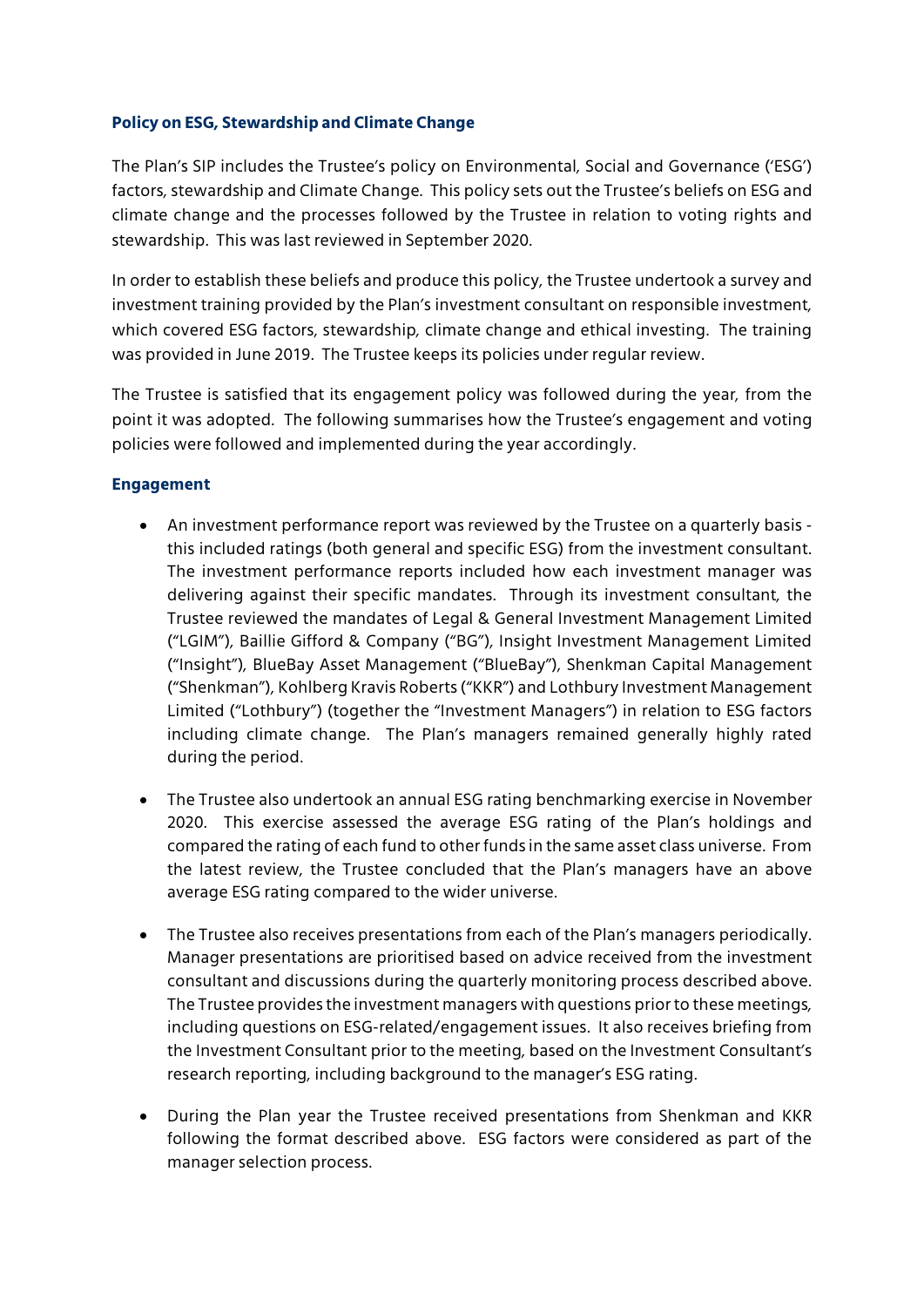## Policy on ESG, Stewardship and Climate Change

The Plan's SIP includes the Trustee's policy on Environmental, Social and Governance ('ESG') factors, stewardship and Climate Change. This policy sets out the Trustee's beliefs on ESG and climate change and the processes followed by the Trustee in relation to voting rights and stewardship. This was last reviewed in September 2020.

In order to establish these beliefs and produce this policy, the Trustee undertook a survey and investment training provided by the Plan's investment consultant on responsible investment, which covered ESG factors, stewardship, climate change and ethical investing. The training was provided in June 2019. The Trustee keeps its policies under regular review.

The Trustee is satisfied that its engagement policy was followed during the year, from the point it was adopted. The following summarises how the Trustee's engagement and voting policies were followed and implemented during the year accordingly.

### Engagement

- An investment performance report was reviewed by the Trustee on a quarterly basis - this included ratings (both general and specific ESG) from the investment consultant. The investment performance reports included how each investment manager was delivering against their specific mandates. Through its investment consultant, the Trustee reviewed the mandates of Legal & General Investment Management Limited ("LGIM"), Baillie Gifford & Company ("BG"), Insight Investment Management Limited ("Insight"), BlueBay Asset Management ("BlueBay"), Shenkman Capital Management ("Shenkman"), Kohlberg Kravis Roberts ("KKR") and Lothbury Investment Management Limited ("Lothbury") (together the "Investment Managers") in relation to ESG factors including climate change. The Plan's managers remained generally highly rated during the period.

- The Trustee also undertook an annual ESG rating benchmarking exercise in November 2020. This exercise assessed the average ESG rating of the Plan's holdings and compared the rating of each fund to other funds in the same asset class universe. From the latest review, the Trustee concluded that the Plan's managers have an above average ESG rating compared to the wider universe.

- The Trustee also receives presentations from each of the Plan's managers periodically. Manager presentations are prioritised based on advice received from the investment consultant and discussions during the quarterly monitoring process described above. The Trustee provides the investment managers with questions prior to these meetings, including questions on ESG-related/engagement issues. It also receives briefing from the Investment Consultant prior to the meeting, based on the Investment Consultant's research reporting, including background to the manager's ESG rating.

- During the Plan year the Trustee received presentations from Shenkman and KKR following the format described above. ESG factors were considered as part of the manager selection process.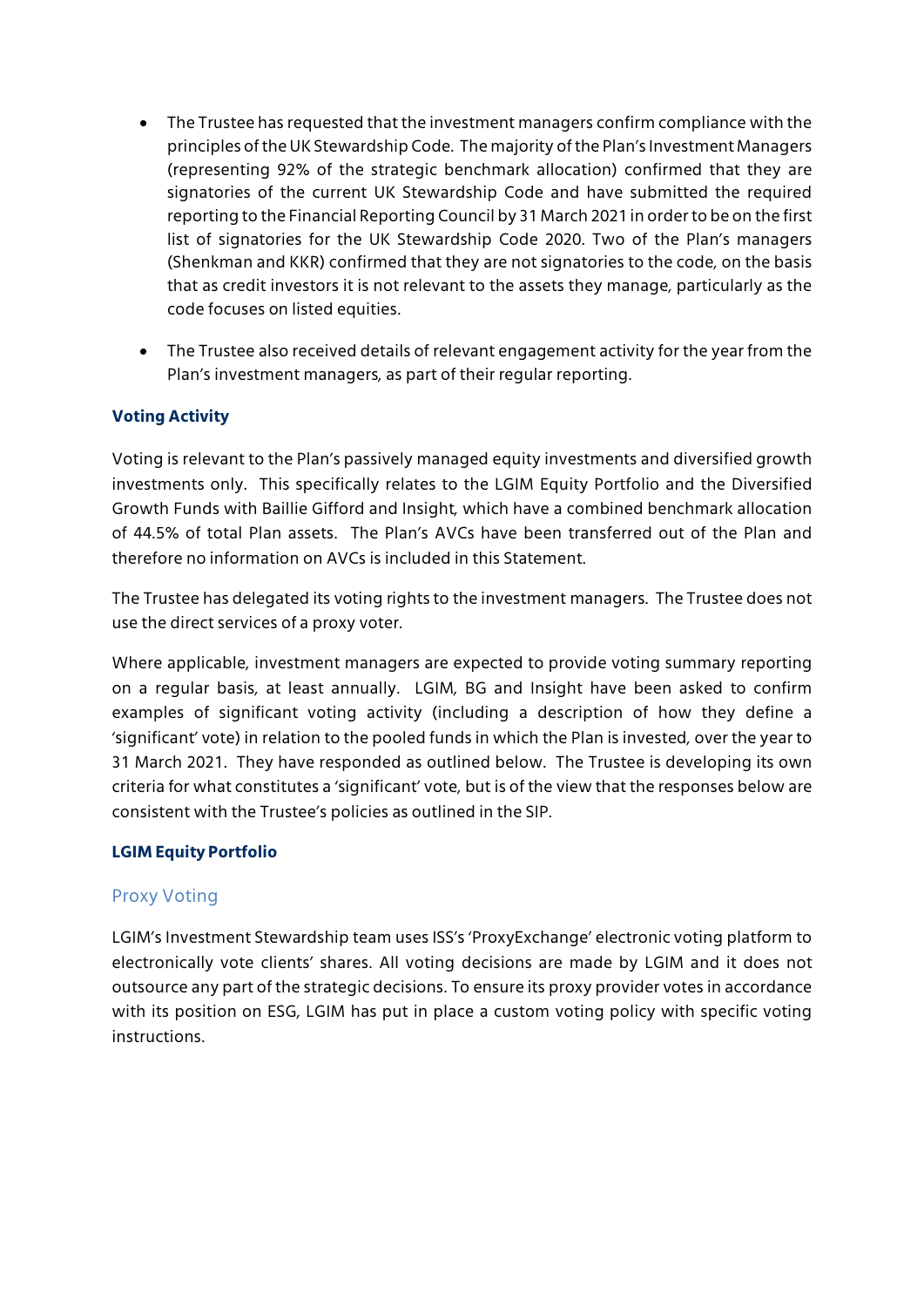- The Trustee has requested that the investment managers confirm compliance with the principles of the UK Stewardship Code. The majority of the Plan's Investment Managers (representing 92% of the strategic benchmark allocation) confirmed that they are signatories of the current UK Stewardship Code and have submitted the required reporting to the Financial Reporting Council by 31 March 2021 in order to be on the first list of signatories for the UK Stewardship Code 2020. Two of the Plan's managers (Shenkman and KKR) confirmed that they are not signatories to the code, on the basis that as credit investors it is not relevant to the assets they manage, particularly as the code focuses on listed equities.

- The Trustee also received details of relevant engagement activity for the year from the Plan's investment managers, as part of their regular reporting.

### Voting Activity

Voting is relevant to the Plan's passively managed equity investments and diversified growth investments only. This specifically relates to the LGIM Equity Portfolio and the Diversified Growth Funds with Baillie Gifford and Insight, which have a combined benchmark allocation of 44.5% of total Plan assets. The Plan's AVCs have been transferred out of the Plan and therefore no information on AVCs is included in this Statement.

The Trustee has delegated its voting rights to the investment managers. The Trustee does not use the direct services of a proxy voter.

Where applicable, investment managers are expected to provide voting summary reporting on a regular basis, at least annually. LGIM, BG and Insight have been asked to confirm examples of significant voting activity (including a description of how they define a 'significant' vote) in relation to the pooled funds in which the Plan is invested, over the year to 31 March 2021. They have responded as outlined below. The Trustee is developing its own criteria for what constitutes a 'significant' vote, but is of the view that the responses below are consistent with the Trustee's policies as outlined in the SIP.

### LGIM Equity Portfolio

#### Proxy Voting

LGIM's Investment Stewardship team uses ISS's 'ProxyExchange' electronic voting platform to electronically vote clients' shares. All voting decisions are made by LGIM and it does not outsource any part of the strategic decisions. To ensure its proxy provider votes in accordance with its position on ESG, LGIM has put in place a custom voting policy with specific voting instructions.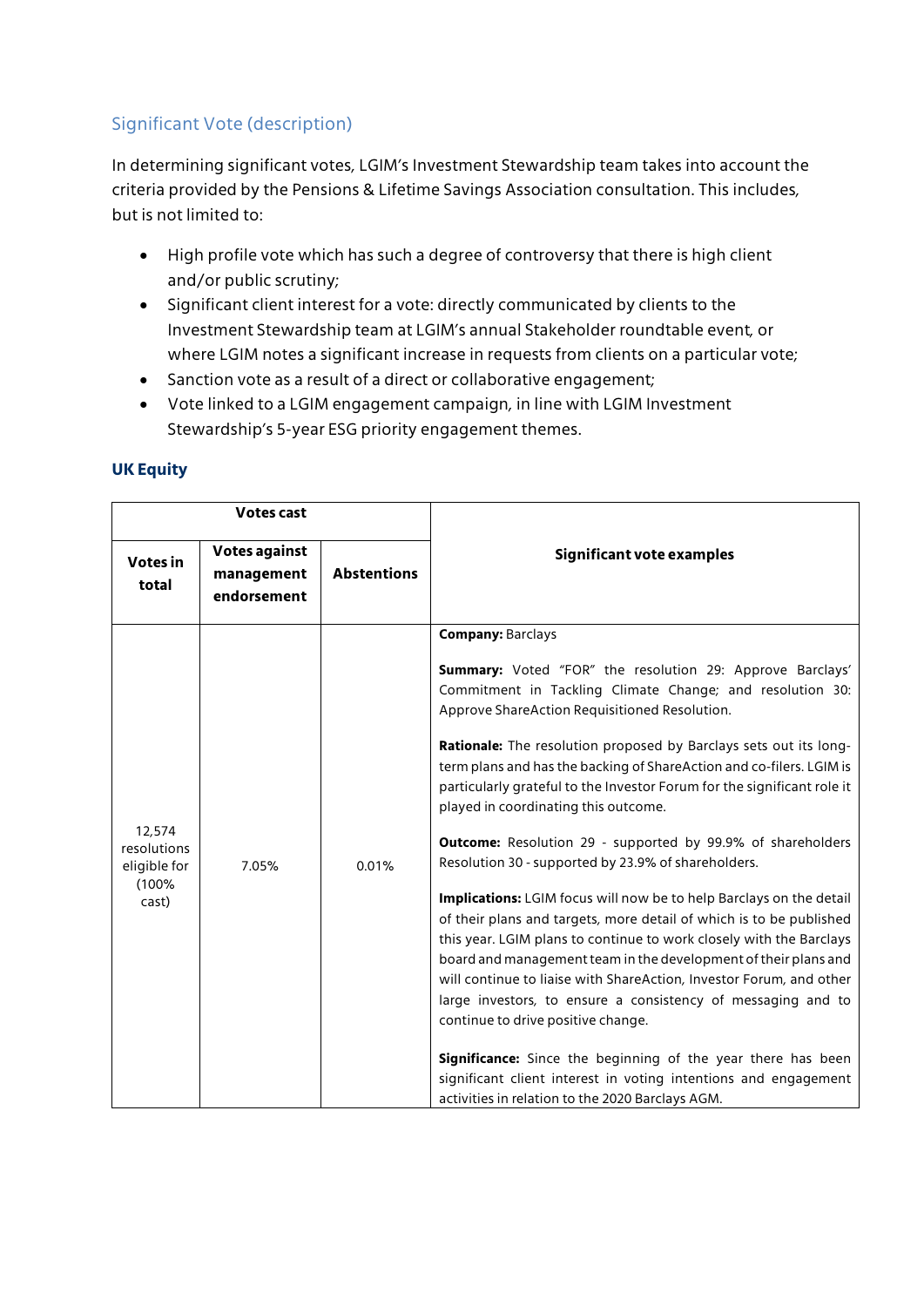## Significant Vote (description)

In determining significant votes, LGIM's Investment Stewardship team takes into account the criteria provided by the Pensions & Lifetime Savings Association consultation. This includes, but is not limited to:

- High profile vote which has such a degree of controversy that there is high client and/or public scrutiny;
- Significant client interest for a vote: directly communicated by clients to the Investment Stewardship team at LGIM's annual Stakeholder roundtable event, or where LGIM notes a significant increase in requests from clients on a particular vote;
- Sanction vote as a result of a direct or collaborative engagement;
- Vote linked to a LGIM engagement campaign, in line with LGIM Investment Stewardship's 5-year ESG priority engagement themes.

### UK Equity

| Votes cast | | | Significant vote examples |
|---|---|---|---|
| **Votes in total** | **Votes against management endorsement** | **Abstentions** | |
| 12,574 resolutions eligible for (100% cast) | 7.05% | 0.01% | **Company:** Barclays<br><br>**Summary:** Voted "FOR" the resolution 29: Approve Barclays' Commitment in Tackling Climate Change; and resolution 30: Approve ShareAction Requisitioned Resolution.<br><br>**Rationale:** The resolution proposed by Barclays sets out its long-term plans and has the backing of ShareAction and co-filers. LGIM is particularly grateful to the Investor Forum for the significant role it played in coordinating this outcome.<br><br>**Outcome:** Resolution 29 - supported by 99.9% of shareholders Resolution 30 - supported by 23.9% of shareholders.<br><br>**Implications:** LGIM focus will now be to help Barclays on the detail of their plans and targets, more detail of which is to be published this year. LGIM plans to continue to work closely with the Barclays board and management team in the development of their plans and will continue to liaise with ShareAction, Investor Forum, and other large investors, to ensure a consistency of messaging and to continue to drive positive change.<br><br>**Significance:** Since the beginning of the year there has been significant client interest in voting intentions and engagement activities in relation to the 2020 Barclays AGM. |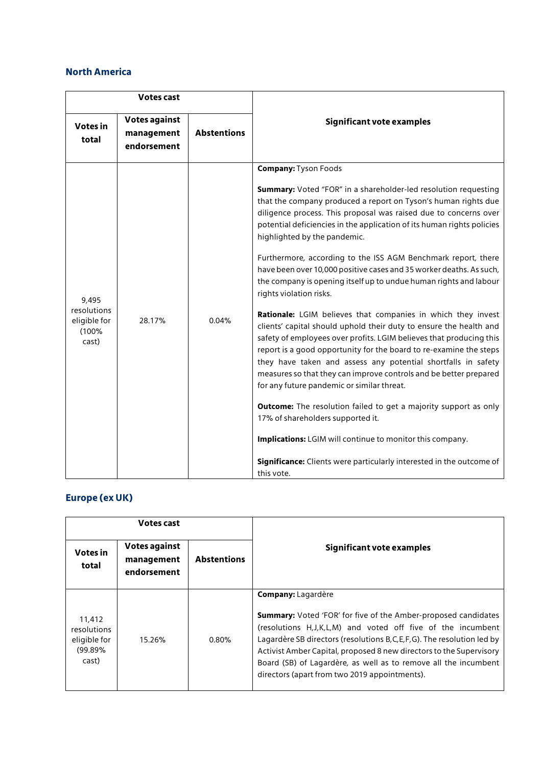## North America

| Votes cast | | | Significant vote examples |
|---|---|---|---|
| **Votes in total** | **Votes against management endorsement** | **Abstentions** | |
| 9,495 resolutions eligible for (100% cast) | 28.17% | 0.04% | **Company:** Tyson Foods<br><br>**Summary:** Voted "FOR" in a shareholder-led resolution requesting that the company produced a report on Tyson's human rights due diligence process. This proposal was raised due to concerns over potential deficiencies in the application of its human rights policies highlighted by the pandemic.<br><br>Furthermore, according to the ISS AGM Benchmark report, there have been over 10,000 positive cases and 35 worker deaths. As such, the company is opening itself up to undue human rights and labour rights violation risks.<br><br>**Rationale:** LGIM believes that companies in which they invest clients' capital should uphold their duty to ensure the health and safety of employees over profits. LGIM believes that producing this report is a good opportunity for the board to re-examine the steps they have taken and assess any potential shortfalls in safety measures so that they can improve controls and be better prepared for any future pandemic or similar threat.<br><br>**Outcome:** The resolution failed to get a majority support as only 17% of shareholders supported it.<br><br>**Implications:** LGIM will continue to monitor this company.<br><br>**Significance:** Clients were particularly interested in the outcome of this vote. |

## Europe (ex UK)

| Votes cast | | | Significant vote examples |
|---|---|---|---|
| **Votes in total** | **Votes against management endorsement** | **Abstentions** | |
| 11,412 resolutions eligible for (99.89% cast) | 15.26% | 0.80% | **Company:** Lagardère<br><br>**Summary:** Voted 'FOR' for five of the Amber-proposed candidates (resolutions H,J,K,L,M) and voted off five of the incumbent Lagardère SB directors (resolutions B,C,E,F,G). The resolution led by Activist Amber Capital, proposed 8 new directors to the Supervisory Board (SB) of Lagardère, as well as to remove all the incumbent directors (apart from two 2019 appointments). |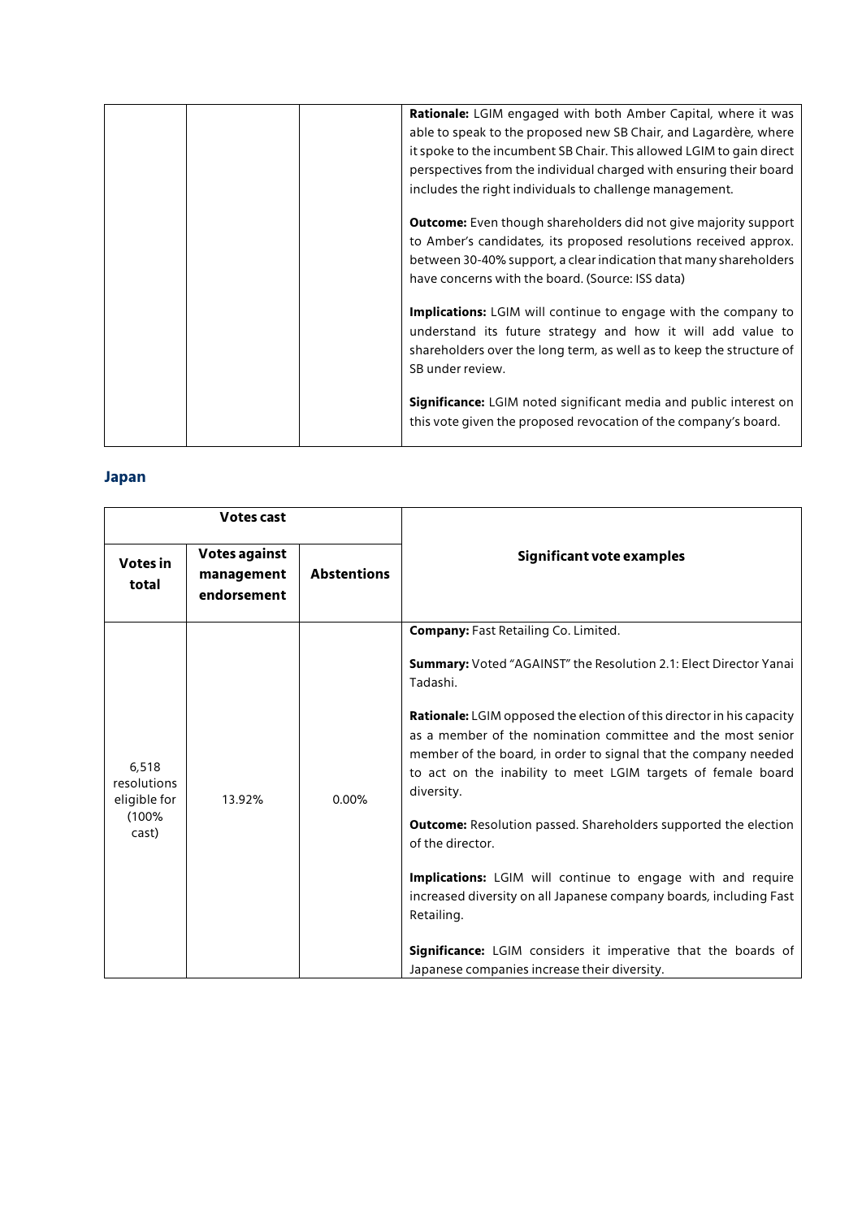| | | | Significant vote examples |
|---|---|---|---|
| | | | **Rationale:** LGIM engaged with both Amber Capital, where it was able to speak to the proposed new SB Chair, and Lagardère, where it spoke to the incumbent SB Chair. This allowed LGIM to gain direct perspectives from the individual charged with ensuring their board includes the right individuals to challenge management.<br><br>**Outcome:** Even though shareholders did not give majority support to Amber's candidates, its proposed resolutions received approx. between 30-40% support, a clear indication that many shareholders have concerns with the board. (Source: ISS data)<br><br>**Implications:** LGIM will continue to engage with the company to understand its future strategy and how it will add value to shareholders over the long term, as well as to keep the structure of SB under review.<br><br>**Significance:** LGIM noted significant media and public interest on this vote given the proposed revocation of the company's board. |

## Japan

| Votes cast | | | Significant vote examples |
|---|---|---|---|
| **Votes in total** | **Votes against management endorsement** | **Abstentions** | |
| 6,518 resolutions eligible for (100% cast) | 13.92% | 0.00% | **Company:** Fast Retailing Co. Limited.<br><br>**Summary:** Voted "AGAINST" the Resolution 2.1: Elect Director Yanai Tadashi.<br><br>**Rationale:** LGIM opposed the election of this director in his capacity as a member of the nomination committee and the most senior member of the board, in order to signal that the company needed to act on the inability to meet LGIM targets of female board diversity.<br><br>**Outcome:** Resolution passed. Shareholders supported the election of the director.<br><br>**Implications:** LGIM will continue to engage with and require increased diversity on all Japanese company boards, including Fast Retailing.<br><br>**Significance:** LGIM considers it imperative that the boards of Japanese companies increase their diversity. |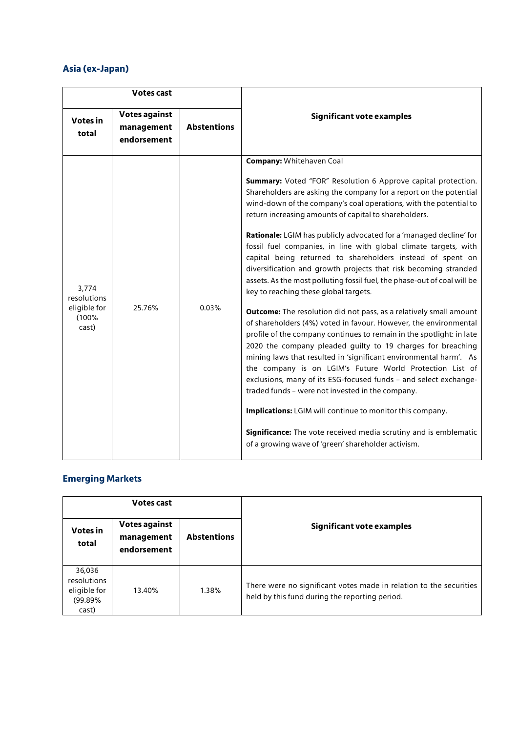## Asia (ex-Japan)

| Votes cast | | | Significant vote examples |
|---|---|---|---|
| Votes in total | Votes against management endorsement | Abstentions | |
| 3,774 resolutions eligible for (100% cast) | 25.76% | 0.03% | **Company:** Whitehaven Coal<br><br>**Summary:** Voted "FOR" Resolution 6 Approve capital protection. Shareholders are asking the company for a report on the potential wind-down of the company's coal operations, with the potential to return increasing amounts of capital to shareholders.<br><br>**Rationale:** LGIM has publicly advocated for a 'managed decline' for fossil fuel companies, in line with global climate targets, with capital being returned to shareholders instead of spent on diversification and growth projects that risk becoming stranded assets. As the most polluting fossil fuel, the phase-out of coal will be key to reaching these global targets.<br><br>**Outcome:** The resolution did not pass, as a relatively small amount of shareholders (4%) voted in favour. However, the environmental profile of the company continues to remain in the spotlight: in late 2020 the company pleaded guilty to 19 charges for breaching mining laws that resulted in 'significant environmental harm'. As the company is on LGIM's Future World Protection List of exclusions, many of its ESG-focused funds – and select exchange-traded funds – were not invested in the company.<br><br>**Implications:** LGIM will continue to monitor this company.<br><br>**Significance:** The vote received media scrutiny and is emblematic of a growing wave of 'green' shareholder activism. |

## Emerging Markets

| Votes cast | | | Significant vote examples |
|---|---|---|---|
| Votes in total | Votes against management endorsement | Abstentions | |
| 36,036 resolutions eligible for (99.89% cast) | 13.40% | 1.38% | There were no significant votes made in relation to the securities held by this fund during the reporting period. |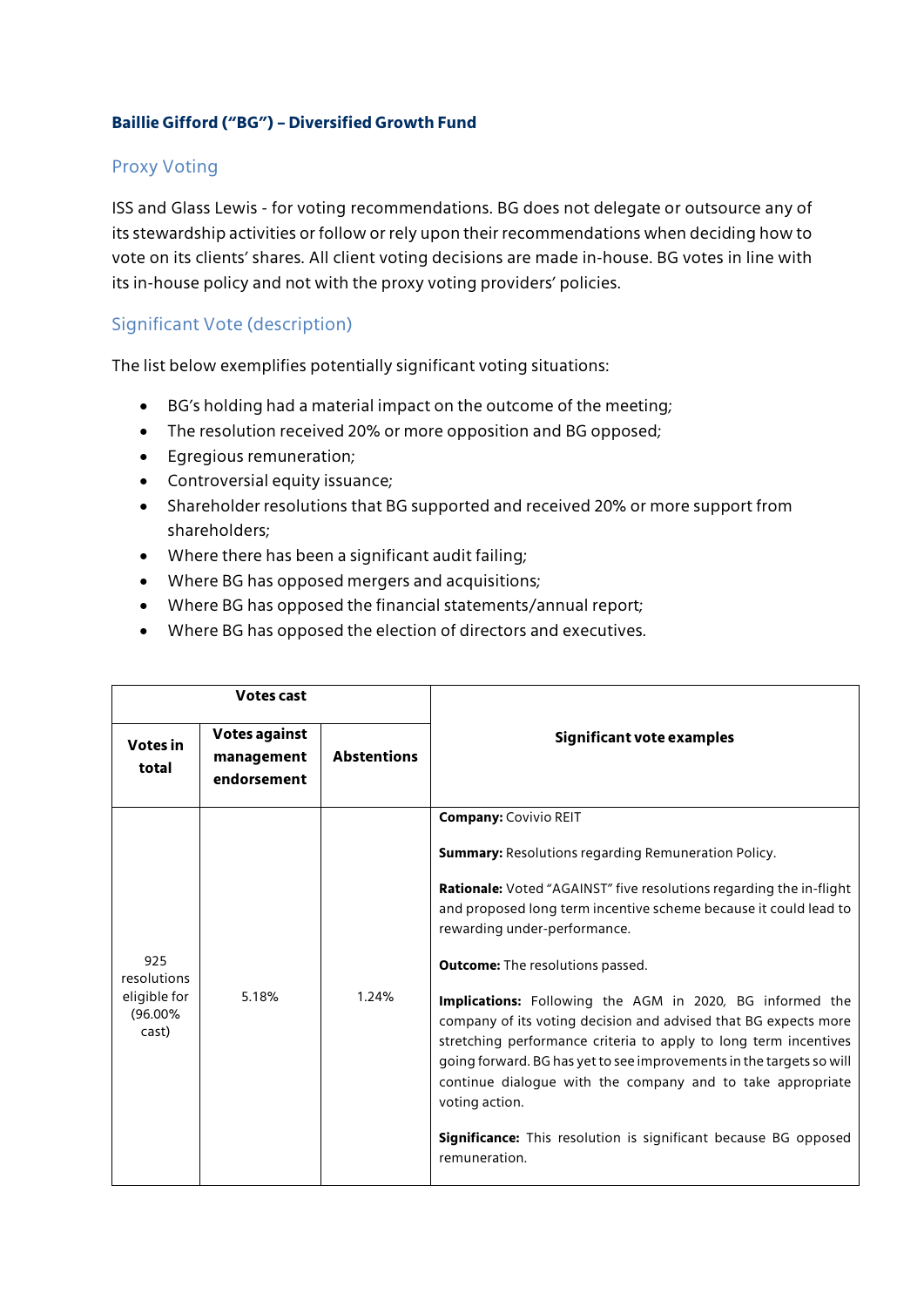### Baillie Gifford ("BG") – Diversified Growth Fund

#### Proxy Voting

ISS and Glass Lewis - for voting recommendations. BG does not delegate or outsource any of its stewardship activities or follow or rely upon their recommendations when deciding how to vote on its clients' shares. All client voting decisions are made in-house. BG votes in line with its in-house policy and not with the proxy voting providers' policies.

#### Significant Vote (description)

The list below exemplifies potentially significant voting situations:

- BG's holding had a material impact on the outcome of the meeting;
- The resolution received 20% or more opposition and BG opposed;
- Egregious remuneration;
- Controversial equity issuance;
- Shareholder resolutions that BG supported and received 20% or more support from shareholders;
- Where there has been a significant audit failing;
- Where BG has opposed mergers and acquisitions;
- Where BG has opposed the financial statements/annual report;
- Where BG has opposed the election of directors and executives.

| Votes cast | | | Significant vote examples |
|---|---|---|---|
| **Votes in total** | **Votes against management endorsement** | **Abstentions** | |
| 925 resolutions eligible for (96.00% cast) | 5.18% | 1.24% | **Company:** Covivio REIT<br><br>**Summary:** Resolutions regarding Remuneration Policy.<br><br>**Rationale:** Voted "AGAINST" five resolutions regarding the in-flight and proposed long term incentive scheme because it could lead to rewarding under-performance.<br><br>**Outcome:** The resolutions passed.<br><br>**Implications:** Following the AGM in 2020, BG informed the company of its voting decision and advised that BG expects more stretching performance criteria to apply to long term incentives going forward. BG has yet to see improvements in the targets so will continue dialogue with the company and to take appropriate voting action.<br><br>**Significance:** This resolution is significant because BG opposed remuneration. |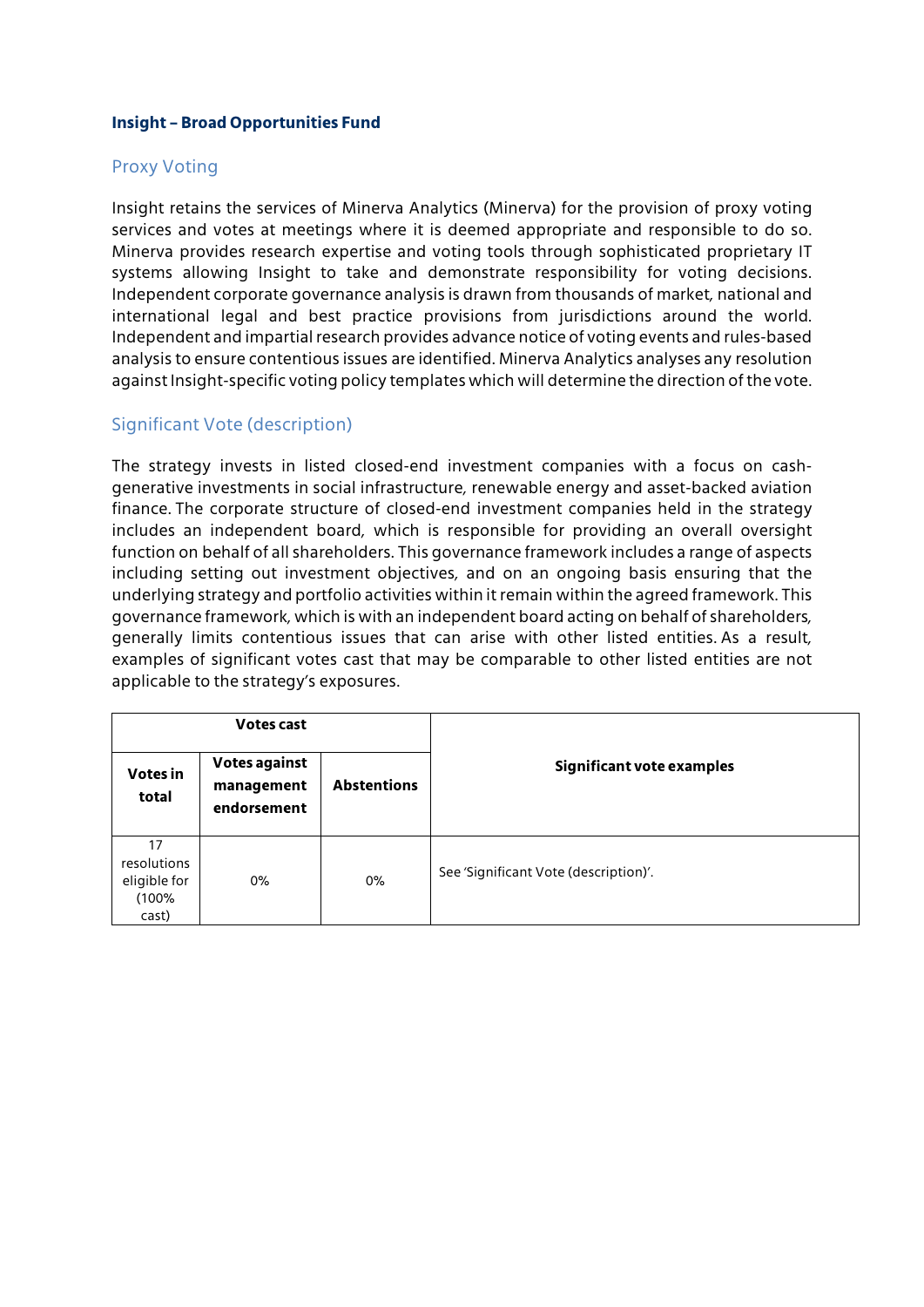**Insight – Broad Opportunities Fund**

## Proxy Voting

Insight retains the services of Minerva Analytics (Minerva) for the provision of proxy voting services and votes at meetings where it is deemed appropriate and responsible to do so. Minerva provides research expertise and voting tools through sophisticated proprietary IT systems allowing Insight to take and demonstrate responsibility for voting decisions. Independent corporate governance analysis is drawn from thousands of market, national and international legal and best practice provisions from jurisdictions around the world. Independent and impartial research provides advance notice of voting events and rules-based analysis to ensure contentious issues are identified. Minerva Analytics analyses any resolution against Insight-specific voting policy templates which will determine the direction of the vote.

## Significant Vote (description)

The strategy invests in listed closed-end investment companies with a focus on cash-generative investments in social infrastructure, renewable energy and asset-backed aviation finance. The corporate structure of closed-end investment companies held in the strategy includes an independent board, which is responsible for providing an overall oversight function on behalf of all shareholders. This governance framework includes a range of aspects including setting out investment objectives, and on an ongoing basis ensuring that the underlying strategy and portfolio activities within it remain within the agreed framework. This governance framework, which is with an independent board acting on behalf of shareholders, generally limits contentious issues that can arise with other listed entities. As a result, examples of significant votes cast that may be comparable to other listed entities are not applicable to the strategy's exposures.

| Votes cast | | | Significant vote examples |
|---|---|---|---|
| **Votes in total** | **Votes against management endorsement** | **Abstentions** | |
| 17 resolutions eligible for (100% cast) | 0% | 0% | See 'Significant Vote (description)'. |